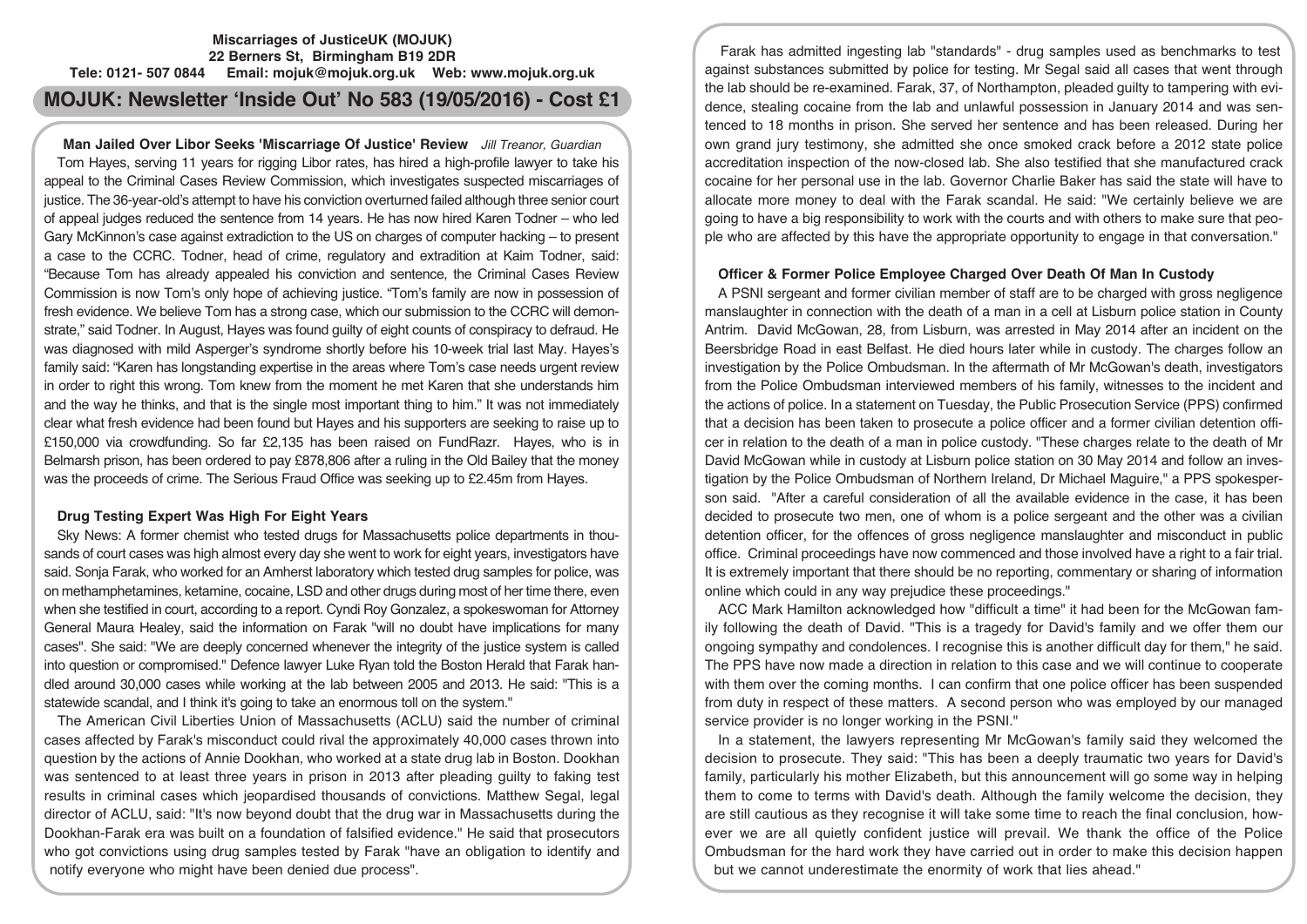**Miscarriages of JusticeUK (MOJUK)**
**22 Berners St, Birmingham B19 2DR**
**Tele: 0121- 507 0844 Email: mojuk@mojuk.org.uk Web: www.mojuk.org.uk**

# MOJUK: Newsletter 'Inside Out' No 583 (19/05/2016) - Cost £1

### Man Jailed Over Libor Seeks 'Miscarriage Of Justice' Review *Jill Treanor, Guardian*

Tom Hayes, serving 11 years for rigging Libor rates, has hired a high-profile lawyer to take his appeal to the Criminal Cases Review Commission, which investigates suspected miscarriages of justice. The 36-year-old's attempt to have his conviction overturned failed although three senior court of appeal judges reduced the sentence from 14 years. He has now hired Karen Todner – who led Gary McKinnon's case against extradiction to the US on charges of computer hacking – to present a case to the CCRC. Todner, head of crime, regulatory and extradition at Kaim Todner, said: "Because Tom has already appealed his conviction and sentence, the Criminal Cases Review Commission is now Tom's only hope of achieving justice. "Tom's family are now in possession of fresh evidence. We believe Tom has a strong case, which our submission to the CCRC will demonstrate," said Todner. In August, Hayes was found guilty of eight counts of conspiracy to defraud. He was diagnosed with mild Asperger's syndrome shortly before his 10-week trial last May. Hayes's family said: "Karen has longstanding expertise in the areas where Tom's case needs urgent review in order to right this wrong. Tom knew from the moment he met Karen that she understands him and the way he thinks, and that is the single most important thing to him." It was not immediately clear what fresh evidence had been found but Hayes and his supporters are seeking to raise up to £150,000 via crowdfunding. So far £2,135 has been raised on FundRazr. Hayes, who is in Belmarsh prison, has been ordered to pay £878,806 after a ruling in the Old Bailey that the money was the proceeds of crime. The Serious Fraud Office was seeking up to £2.45m from Hayes.

### Drug Testing Expert Was High For Eight Years

Sky News: A former chemist who tested drugs for Massachusetts police departments in thousands of court cases was high almost every day she went to work for eight years, investigators have said. Sonja Farak, who worked for an Amherst laboratory which tested drug samples for police, was on methamphetamines, ketamine, cocaine, LSD and other drugs during most of her time there, even when she testified in court, according to a report. Cyndi Roy Gonzalez, a spokeswoman for Attorney General Maura Healey, said the information on Farak "will no doubt have implications for many cases". She said: "We are deeply concerned whenever the integrity of the justice system is called into question or compromised." Defence lawyer Luke Ryan told the Boston Herald that Farak handled around 30,000 cases while working at the lab between 2005 and 2013. He said: "This is a statewide scandal, and I think it's going to take an enormous toll on the system."

The American Civil Liberties Union of Massachusetts (ACLU) said the number of criminal cases affected by Farak's misconduct could rival the approximately 40,000 cases thrown into question by the actions of Annie Dookhan, who worked at a state drug lab in Boston. Dookhan was sentenced to at least three years in prison in 2013 after pleading guilty to faking test results in criminal cases which jeopardised thousands of convictions. Matthew Segal, legal director of ACLU, said: "It's now beyond doubt that the drug war in Massachusetts during the Dookhan-Farak era was built on a foundation of falsified evidence." He said that prosecutors who got convictions using drug samples tested by Farak "have an obligation to identify and notify everyone who might have been denied due process".

Farak has admitted ingesting lab "standards" - drug samples used as benchmarks to test against substances submitted by police for testing. Mr Segal said all cases that went through the lab should be re-examined. Farak, 37, of Northampton, pleaded guilty to tampering with evidence, stealing cocaine from the lab and unlawful possession in January 2014 and was sentenced to 18 months in prison. She served her sentence and has been released. During her own grand jury testimony, she admitted she once smoked crack before a 2012 state police accreditation inspection of the now-closed lab. She also testified that she manufactured crack cocaine for her personal use in the lab. Governor Charlie Baker has said the state will have to allocate more money to deal with the Farak scandal. He said: "We certainly believe we are going to have a big responsibility to work with the courts and with others to make sure that people who are affected by this have the appropriate opportunity to engage in that conversation."

### Officer & Former Police Employee Charged Over Death Of Man In Custody

A PSNI sergeant and former civilian member of staff are to be charged with gross negligence manslaughter in connection with the death of a man in a cell at Lisburn police station in County Antrim. David McGowan, 28, from Lisburn, was arrested in May 2014 after an incident on the Beersbridge Road in east Belfast. He died hours later while in custody. The charges follow an investigation by the Police Ombudsman. In the aftermath of Mr McGowan's death, investigators from the Police Ombudsman interviewed members of his family, witnesses to the incident and the actions of police. In a statement on Tuesday, the Public Prosecution Service (PPS) confirmed that a decision has been taken to prosecute a police officer and a former civilian detention officer in relation to the death of a man in police custody. "These charges relate to the death of Mr David McGowan while in custody at Lisburn police station on 30 May 2014 and follow an investigation by the Police Ombudsman of Northern Ireland, Dr Michael Maguire," a PPS spokesperson said. "After a careful consideration of all the available evidence in the case, it has been decided to prosecute two men, one of whom is a police sergeant and the other was a civilian detention officer, for the offences of gross negligence manslaughter and misconduct in public office. Criminal proceedings have now commenced and those involved have a right to a fair trial. It is extremely important that there should be no reporting, commentary or sharing of information online which could in any way prejudice these proceedings."

ACC Mark Hamilton acknowledged how "difficult a time" it had been for the McGowan family following the death of David. "This is a tragedy for David's family and we offer them our ongoing sympathy and condolences. I recognise this is another difficult day for them," he said. The PPS have now made a direction in relation to this case and we will continue to cooperate with them over the coming months. I can confirm that one police officer has been suspended from duty in respect of these matters. A second person who was employed by our managed service provider is no longer working in the PSNI."

In a statement, the lawyers representing Mr McGowan's family said they welcomed the decision to prosecute. They said: "This has been a deeply traumatic two years for David's family, particularly his mother Elizabeth, but this announcement will go some way in helping them to come to terms with David's death. Although the family welcome the decision, they are still cautious as they recognise it will take some time to reach the final conclusion, however we are all quietly confident justice will prevail. We thank the office of the Police Ombudsman for the hard work they have carried out in order to make this decision happen but we cannot underestimate the enormity of work that lies ahead."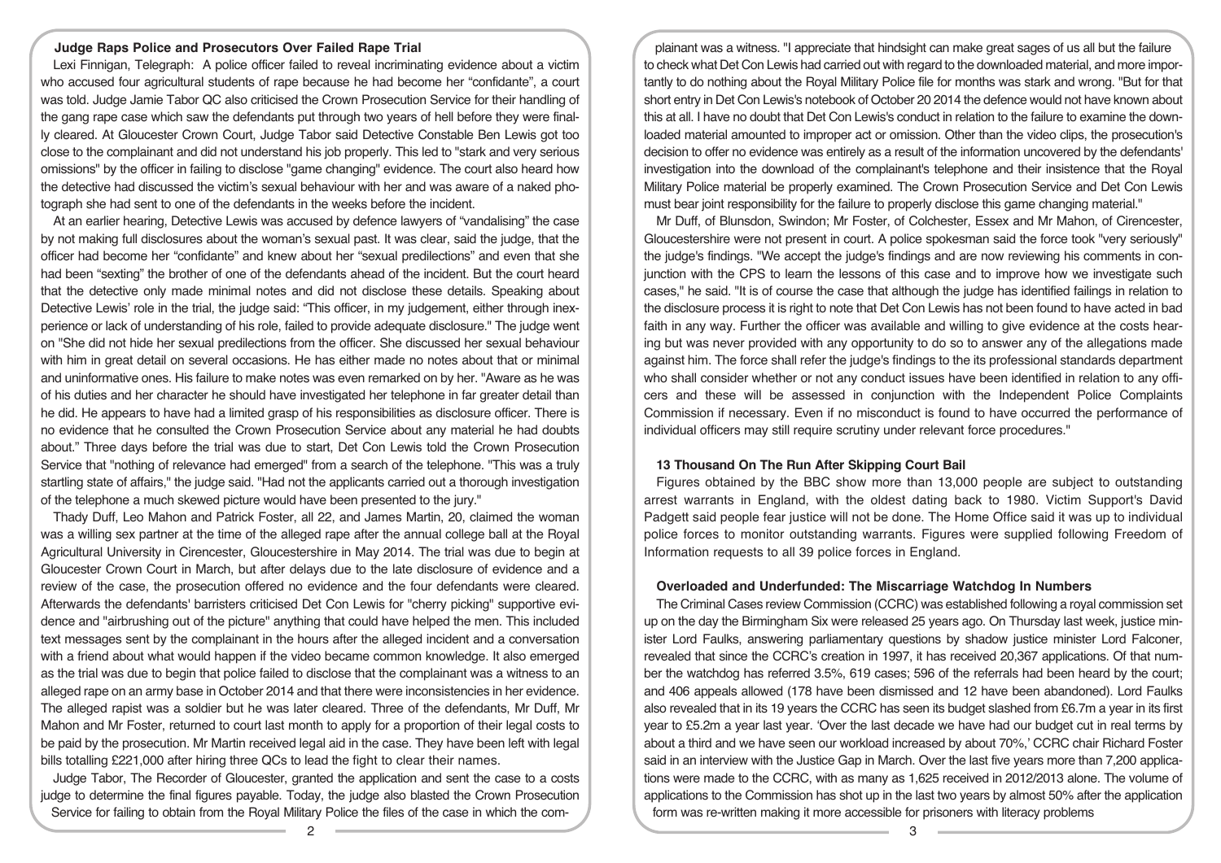### Judge Raps Police and Prosecutors Over Failed Rape Trial

Lexi Finnigan, Telegraph: A police officer failed to reveal incriminating evidence about a victim who accused four agricultural students of rape because he had become her "confidante", a court was told. Judge Jamie Tabor QC also criticised the Crown Prosecution Service for their handling of the gang rape case which saw the defendants put through two years of hell before they were finally cleared. At Gloucester Crown Court, Judge Tabor said Detective Constable Ben Lewis got too close to the complainant and did not understand his job properly. This led to "stark and very serious omissions" by the officer in failing to disclose "game changing" evidence. The court also heard how the detective had discussed the victim's sexual behaviour with her and was aware of a naked photograph she had sent to one of the defendants in the weeks before the incident.

At an earlier hearing, Detective Lewis was accused by defence lawyers of "vandalising" the case by not making full disclosures about the woman's sexual past. It was clear, said the judge, that the officer had become her "confidante" and knew about her "sexual predilections" and even that she had been "sexting" the brother of one of the defendants ahead of the incident. But the court heard that the detective only made minimal notes and did not disclose these details. Speaking about Detective Lewis' role in the trial, the judge said: "This officer, in my judgement, either through inexperience or lack of understanding of his role, failed to provide adequate disclosure." The judge went on "She did not hide her sexual predilections from the officer. She discussed her sexual behaviour with him in great detail on several occasions. He has either made no notes about that or minimal and uninformative ones. His failure to make notes was even remarked on by her. "Aware as he was of his duties and her character he should have investigated her telephone in far greater detail than he did. He appears to have had a limited grasp of his responsibilities as disclosure officer. There is no evidence that he consulted the Crown Prosecution Service about any material he had doubts about." Three days before the trial was due to start, Det Con Lewis told the Crown Prosecution Service that "nothing of relevance had emerged" from a search of the telephone. "This was a truly startling state of affairs," the judge said. "Had not the applicants carried out a thorough investigation of the telephone a much skewed picture would have been presented to the jury."

Thady Duff, Leo Mahon and Patrick Foster, all 22, and James Martin, 20, claimed the woman was a willing sex partner at the time of the alleged rape after the annual college ball at the Royal Agricultural University in Cirencester, Gloucestershire in May 2014. The trial was due to begin at Gloucester Crown Court in March, but after delays due to the late disclosure of evidence and a review of the case, the prosecution offered no evidence and the four defendants were cleared. Afterwards the defendants' barristers criticised Det Con Lewis for "cherry picking" supportive evidence and "airbrushing out of the picture" anything that could have helped the men. This included text messages sent by the complainant in the hours after the alleged incident and a conversation with a friend about what would happen if the video became common knowledge. It also emerged as the trial was due to begin that police failed to disclose that the complainant was a witness to an alleged rape on an army base in October 2014 and that there were inconsistencies in her evidence. The alleged rapist was a soldier but he was later cleared. Three of the defendants, Mr Duff, Mr Mahon and Mr Foster, returned to court last month to apply for a proportion of their legal costs to be paid by the prosecution. Mr Martin received legal aid in the case. They have been left with legal bills totalling £221,000 after hiring three QCs to lead the fight to clear their names.

Judge Tabor, The Recorder of Gloucester, granted the application and sent the case to a costs judge to determine the final figures payable. Today, the judge also blasted the Crown Prosecution Service for failing to obtain from the Royal Military Police the files of the case in which the complainant was a witness. "I appreciate that hindsight can make great sages of us all but the failure to check what Det Con Lewis had carried out with regard to the downloaded material, and more importantly to do nothing about the Royal Military Police file for months was stark and wrong. "But for that short entry in Det Con Lewis's notebook of October 20 2014 the defence would not have known about this at all. I have no doubt that Det Con Lewis's conduct in relation to the failure to examine the downloaded material amounted to improper act or omission. Other than the video clips, the prosecution's decision to offer no evidence was entirely as a result of the information uncovered by the defendants' investigation into the download of the complainant's telephone and their insistence that the Royal Military Police material be properly examined. The Crown Prosecution Service and Det Con Lewis must bear joint responsibility for the failure to properly disclose this game changing material."

Mr Duff, of Blunsdon, Swindon; Mr Foster, of Colchester, Essex and Mr Mahon, of Cirencester, Gloucestershire were not present in court. A police spokesman said the force took "very seriously" the judge's findings. "We accept the judge's findings and are now reviewing his comments in conjunction with the CPS to learn the lessons of this case and to improve how we investigate such cases," he said. "It is of course the case that although the judge has identified failings in relation to the disclosure process it is right to note that Det Con Lewis has not been found to have acted in bad faith in any way. Further the officer was available and willing to give evidence at the costs hearing but was never provided with any opportunity to do so to answer any of the allegations made against him. The force shall refer the judge's findings to the its professional standards department who shall consider whether or not any conduct issues have been identified in relation to any officers and these will be assessed in conjunction with the Independent Police Complaints Commission if necessary. Even if no misconduct is found to have occurred the performance of individual officers may still require scrutiny under relevant force procedures."

### 13 Thousand On The Run After Skipping Court Bail

Figures obtained by the BBC show more than 13,000 people are subject to outstanding arrest warrants in England, with the oldest dating back to 1980. Victim Support's David Padgett said people fear justice will not be done. The Home Office said it was up to individual police forces to monitor outstanding warrants. Figures were supplied following Freedom of Information requests to all 39 police forces in England.

### Overloaded and Underfunded: The Miscarriage Watchdog In Numbers

The Criminal Cases review Commission (CCRC) was established following a royal commission set up on the day the Birmingham Six were released 25 years ago. On Thursday last week, justice minister Lord Faulks, answering parliamentary questions by shadow justice minister Lord Falconer, revealed that since the CCRC's creation in 1997, it has received 20,367 applications. Of that number the watchdog has referred 3.5%, 619 cases; 596 of the referrals had been heard by the court; and 406 appeals allowed (178 have been dismissed and 12 have been abandoned). Lord Faulks also revealed that in its 19 years the CCRC has seen its budget slashed from £6.7m a year in its first year to £5.2m a year last year. 'Over the last decade we have had our budget cut in real terms by about a third and we have seen our workload increased by about 70%,' CCRC chair Richard Foster said in an interview with the Justice Gap in March. Over the last five years more than 7,200 applications were made to the CCRC, with as many as 1,625 received in 2012/2013 alone. The volume of applications to the Commission has shot up in the last two years by almost 50% after the application form was re-written making it more accessible for prisoners with literacy problems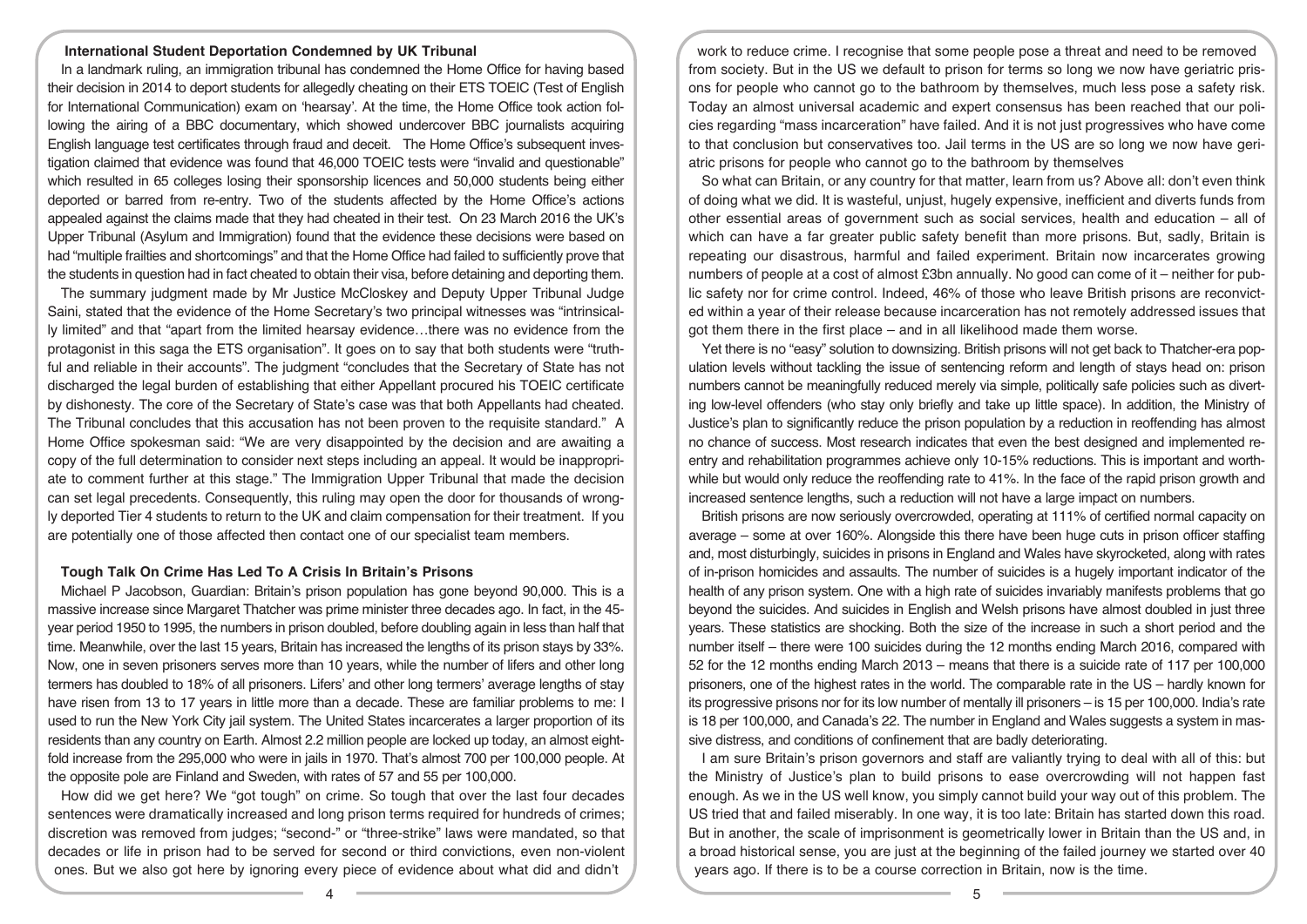## International Student Deportation Condemned by UK Tribunal

In a landmark ruling, an immigration tribunal has condemned the Home Office for having based their decision in 2014 to deport students for allegedly cheating on their ETS TOEIC (Test of English for International Communication) exam on 'hearsay'. At the time, the Home Office took action following the airing of a BBC documentary, which showed undercover BBC journalists acquiring English language test certificates through fraud and deceit. The Home Office's subsequent investigation claimed that evidence was found that 46,000 TOEIC tests were "invalid and questionable" which resulted in 65 colleges losing their sponsorship licences and 50,000 students being either deported or barred from re-entry. Two of the students affected by the Home Office's actions appealed against the claims made that they had cheated in their test. On 23 March 2016 the UK's Upper Tribunal (Asylum and Immigration) found that the evidence these decisions were based on had "multiple frailties and shortcomings" and that the Home Office had failed to sufficiently prove that the students in question had in fact cheated to obtain their visa, before detaining and deporting them.

The summary judgment made by Mr Justice McCloskey and Deputy Upper Tribunal Judge Saini, stated that the evidence of the Home Secretary's two principal witnesses was "intrinsically limited" and that "apart from the limited hearsay evidence…there was no evidence from the protagonist in this saga the ETS organisation". It goes on to say that both students were "truthful and reliable in their accounts". The judgment "concludes that the Secretary of State has not discharged the legal burden of establishing that either Appellant procured his TOEIC certificate by dishonesty. The core of the Secretary of State's case was that both Appellants had cheated. The Tribunal concludes that this accusation has not been proven to the requisite standard." A Home Office spokesman said: "We are very disappointed by the decision and are awaiting a copy of the full determination to consider next steps including an appeal. It would be inappropriate to comment further at this stage." The Immigration Upper Tribunal that made the decision can set legal precedents. Consequently, this ruling may open the door for thousands of wrongly deported Tier 4 students to return to the UK and claim compensation for their treatment. If you are potentially one of those affected then contact one of our specialist team members.

## Tough Talk On Crime Has Led To A Crisis In Britain's Prisons

Michael P Jacobson, Guardian: Britain's prison population has gone beyond 90,000. This is a massive increase since Margaret Thatcher was prime minister three decades ago. In fact, in the 45-year period 1950 to 1995, the numbers in prison doubled, before doubling again in less than half that time. Meanwhile, over the last 15 years, Britain has increased the lengths of its prison stays by 33%. Now, one in seven prisoners serves more than 10 years, while the number of lifers and other long termers has doubled to 18% of all prisoners. Lifers' and other long termers' average lengths of stay have risen from 13 to 17 years in little more than a decade. These are familiar problems to me: I used to run the New York City jail system. The United States incarcerates a larger proportion of its residents than any country on Earth. Almost 2.2 million people are locked up today, an almost eightfold increase from the 295,000 who were in jails in 1970. That's almost 700 per 100,000 people. At the opposite pole are Finland and Sweden, with rates of 57 and 55 per 100,000.

How did we get here? We "got tough" on crime. So tough that over the last four decades sentences were dramatically increased and long prison terms required for hundreds of crimes; discretion was removed from judges; "second-" or "three-strike" laws were mandated, so that decades or life in prison had to be served for second or third convictions, even non-violent ones. But we also got here by ignoring every piece of evidence about what did and didn't work to reduce crime. I recognise that some people pose a threat and need to be removed from society. But in the US we default to prison for terms so long we now have geriatric prisons for people who cannot go to the bathroom by themselves, much less pose a safety risk. Today an almost universal academic and expert consensus has been reached that our policies regarding "mass incarceration" have failed. And it is not just progressives who have come to that conclusion but conservatives too. Jail terms in the US are so long we now have geriatric prisons for people who cannot go to the bathroom by themselves

So what can Britain, or any country for that matter, learn from us? Above all: don't even think of doing what we did. It is wasteful, unjust, hugely expensive, inefficient and diverts funds from other essential areas of government such as social services, health and education – all of which can have a far greater public safety benefit than more prisons. But, sadly, Britain is repeating our disastrous, harmful and failed experiment. Britain now incarcerates growing numbers of people at a cost of almost £3bn annually. No good can come of it – neither for public safety nor for crime control. Indeed, 46% of those who leave British prisons are reconvicted within a year of their release because incarceration has not remotely addressed issues that got them there in the first place – and in all likelihood made them worse.

Yet there is no "easy" solution to downsizing. British prisons will not get back to Thatcher-era population levels without tackling the issue of sentencing reform and length of stays head on: prison numbers cannot be meaningfully reduced merely via simple, politically safe policies such as diverting low-level offenders (who stay only briefly and take up little space). In addition, the Ministry of Justice's plan to significantly reduce the prison population by a reduction in reoffending has almost no chance of success. Most research indicates that even the best designed and implemented reentry and rehabilitation programmes achieve only 10-15% reductions. This is important and worthwhile but would only reduce the reoffending rate to 41%. In the face of the rapid prison growth and increased sentence lengths, such a reduction will not have a large impact on numbers.

British prisons are now seriously overcrowded, operating at 111% of certified normal capacity on average – some at over 160%. Alongside this there have been huge cuts in prison officer staffing and, most disturbingly, suicides in prisons in England and Wales have skyrocketed, along with rates of in-prison homicides and assaults. The number of suicides is a hugely important indicator of the health of any prison system. One with a high rate of suicides invariably manifests problems that go beyond the suicides. And suicides in English and Welsh prisons have almost doubled in just three years. These statistics are shocking. Both the size of the increase in such a short period and the number itself – there were 100 suicides during the 12 months ending March 2016, compared with 52 for the 12 months ending March 2013 – means that there is a suicide rate of 117 per 100,000 prisoners, one of the highest rates in the world. The comparable rate in the US – hardly known for its progressive prisons nor for its low number of mentally ill prisoners – is 15 per 100,000. India's rate is 18 per 100,000, and Canada's 22. The number in England and Wales suggests a system in massive distress, and conditions of confinement that are badly deteriorating.

I am sure Britain's prison governors and staff are valiantly trying to deal with all of this: but the Ministry of Justice's plan to build prisons to ease overcrowding will not happen fast enough. As we in the US well know, you simply cannot build your way out of this problem. The US tried that and failed miserably. In one way, it is too late: Britain has started down this road. But in another, the scale of imprisonment is geometrically lower in Britain than the US and, in a broad historical sense, you are just at the beginning of the failed journey we started over 40 years ago. If there is to be a course correction in Britain, now is the time.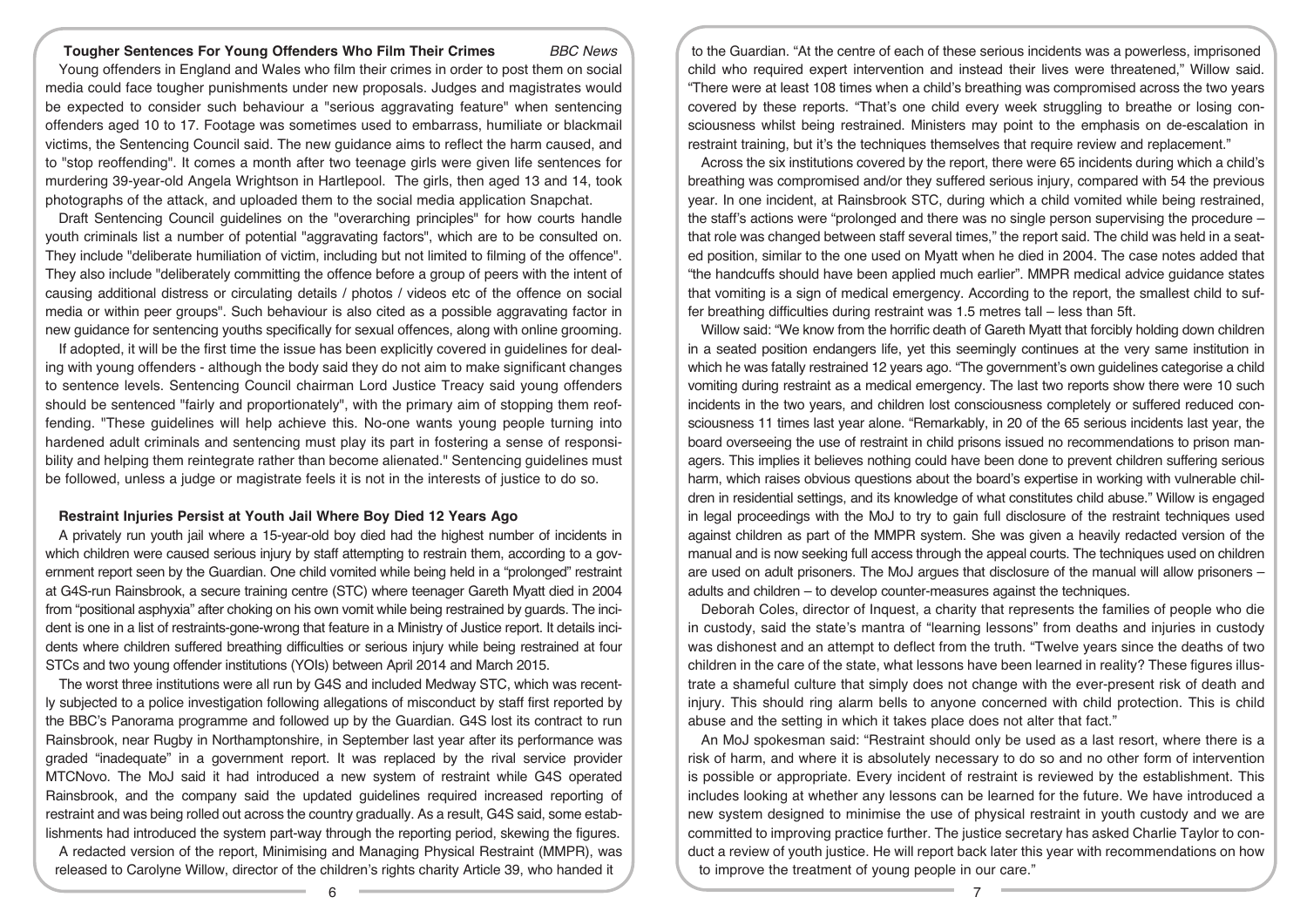## Tougher Sentences For Young Offenders Who Film Their Crimes

*BBC News*

Young offenders in England and Wales who film their crimes in order to post them on social media could face tougher punishments under new proposals. Judges and magistrates would be expected to consider such behaviour a "serious aggravating feature" when sentencing offenders aged 10 to 17. Footage was sometimes used to embarrass, humiliate or blackmail victims, the Sentencing Council said. The new guidance aims to reflect the harm caused, and to "stop reoffending". It comes a month after two teenage girls were given life sentences for murdering 39-year-old Angela Wrightson in Hartlepool. The girls, then aged 13 and 14, took photographs of the attack, and uploaded them to the social media application Snapchat.

Draft Sentencing Council guidelines on the "overarching principles" for how courts handle youth criminals list a number of potential "aggravating factors", which are to be consulted on. They include "deliberate humiliation of victim, including but not limited to filming of the offence". They also include "deliberately committing the offence before a group of peers with the intent of causing additional distress or circulating details / photos / videos etc of the offence on social media or within peer groups". Such behaviour is also cited as a possible aggravating factor in new guidance for sentencing youths specifically for sexual offences, along with online grooming.

If adopted, it will be the first time the issue has been explicitly covered in guidelines for dealing with young offenders - although the body said they do not aim to make significant changes to sentence levels. Sentencing Council chairman Lord Justice Treacy said young offenders should be sentenced "fairly and proportionately", with the primary aim of stopping them reoffending. "These guidelines will help achieve this. No-one wants young people turning into hardened adult criminals and sentencing must play its part in fostering a sense of responsibility and helping them reintegrate rather than become alienated." Sentencing guidelines must be followed, unless a judge or magistrate feels it is not in the interests of justice to do so.

## Restraint Injuries Persist at Youth Jail Where Boy Died 12 Years Ago

A privately run youth jail where a 15-year-old boy died had the highest number of incidents in which children were caused serious injury by staff attempting to restrain them, according to a government report seen by the Guardian. One child vomited while being held in a "prolonged" restraint at G4S-run Rainsbrook, a secure training centre (STC) where teenager Gareth Myatt died in 2004 from "positional asphyxia" after choking on his own vomit while being restrained by guards. The incident is one in a list of restraints-gone-wrong that feature in a Ministry of Justice report. It details incidents where children suffered breathing difficulties or serious injury while being restrained at four STCs and two young offender institutions (YOIs) between April 2014 and March 2015.

The worst three institutions were all run by G4S and included Medway STC, which was recently subjected to a police investigation following allegations of misconduct by staff first reported by the BBC's Panorama programme and followed up by the Guardian. G4S lost its contract to run Rainsbrook, near Rugby in Northamptonshire, in September last year after its performance was graded "inadequate" in a government report. It was replaced by the rival service provider MTCNovo. The MoJ said it had introduced a new system of restraint while G4S operated Rainsbrook, and the company said the updated guidelines required increased reporting of restraint and was being rolled out across the country gradually. As a result, G4S said, some establishments had introduced the system part-way through the reporting period, skewing the figures.

A redacted version of the report, Minimising and Managing Physical Restraint (MMPR), was released to Carolyne Willow, director of the children's rights charity Article 39, who handed it to the Guardian. "At the centre of each of these serious incidents was a powerless, imprisoned child who required expert intervention and instead their lives were threatened," Willow said. "There were at least 108 times when a child's breathing was compromised across the two years covered by these reports. "That's one child every week struggling to breathe or losing consciousness whilst being restrained. Ministers may point to the emphasis on de-escalation in restraint training, but it's the techniques themselves that require review and replacement."

Across the six institutions covered by the report, there were 65 incidents during which a child's breathing was compromised and/or they suffered serious injury, compared with 54 the previous year. In one incident, at Rainsbrook STC, during which a child vomited while being restrained, the staff's actions were "prolonged and there was no single person supervising the procedure – that role was changed between staff several times," the report said. The child was held in a seated position, similar to the one used on Myatt when he died in 2004. The case notes added that "the handcuffs should have been applied much earlier". MMPR medical advice guidance states that vomiting is a sign of medical emergency. According to the report, the smallest child to suffer breathing difficulties during restraint was 1.5 metres tall – less than 5ft.

Willow said: "We know from the horrific death of Gareth Myatt that forcibly holding down children in a seated position endangers life, yet this seemingly continues at the very same institution in which he was fatally restrained 12 years ago. "The government's own guidelines categorise a child vomiting during restraint as a medical emergency. The last two reports show there were 10 such incidents in the two years, and children lost consciousness completely or suffered reduced consciousness 11 times last year alone. "Remarkably, in 20 of the 65 serious incidents last year, the board overseeing the use of restraint in child prisons issued no recommendations to prison managers. This implies it believes nothing could have been done to prevent children suffering serious harm, which raises obvious questions about the board's expertise in working with vulnerable children in residential settings, and its knowledge of what constitutes child abuse." Willow is engaged in legal proceedings with the MoJ to try to gain full disclosure of the restraint techniques used against children as part of the MMPR system. She was given a heavily redacted version of the manual and is now seeking full access through the appeal courts. The techniques used on children are used on adult prisoners. The MoJ argues that disclosure of the manual will allow prisoners – adults and children – to develop counter-measures against the techniques.

Deborah Coles, director of Inquest, a charity that represents the families of people who die in custody, said the state's mantra of "learning lessons" from deaths and injuries in custody was dishonest and an attempt to deflect from the truth. "Twelve years since the deaths of two children in the care of the state, what lessons have been learned in reality? These figures illustrate a shameful culture that simply does not change with the ever-present risk of death and injury. This should ring alarm bells to anyone concerned with child protection. This is child abuse and the setting in which it takes place does not alter that fact."

An MoJ spokesman said: "Restraint should only be used as a last resort, where there is a risk of harm, and where it is absolutely necessary to do so and no other form of intervention is possible or appropriate. Every incident of restraint is reviewed by the establishment. This includes looking at whether any lessons can be learned for the future. We have introduced a new system designed to minimise the use of physical restraint in youth custody and we are committed to improving practice further. The justice secretary has asked Charlie Taylor to conduct a review of youth justice. He will report back later this year with recommendations on how to improve the treatment of young people in our care."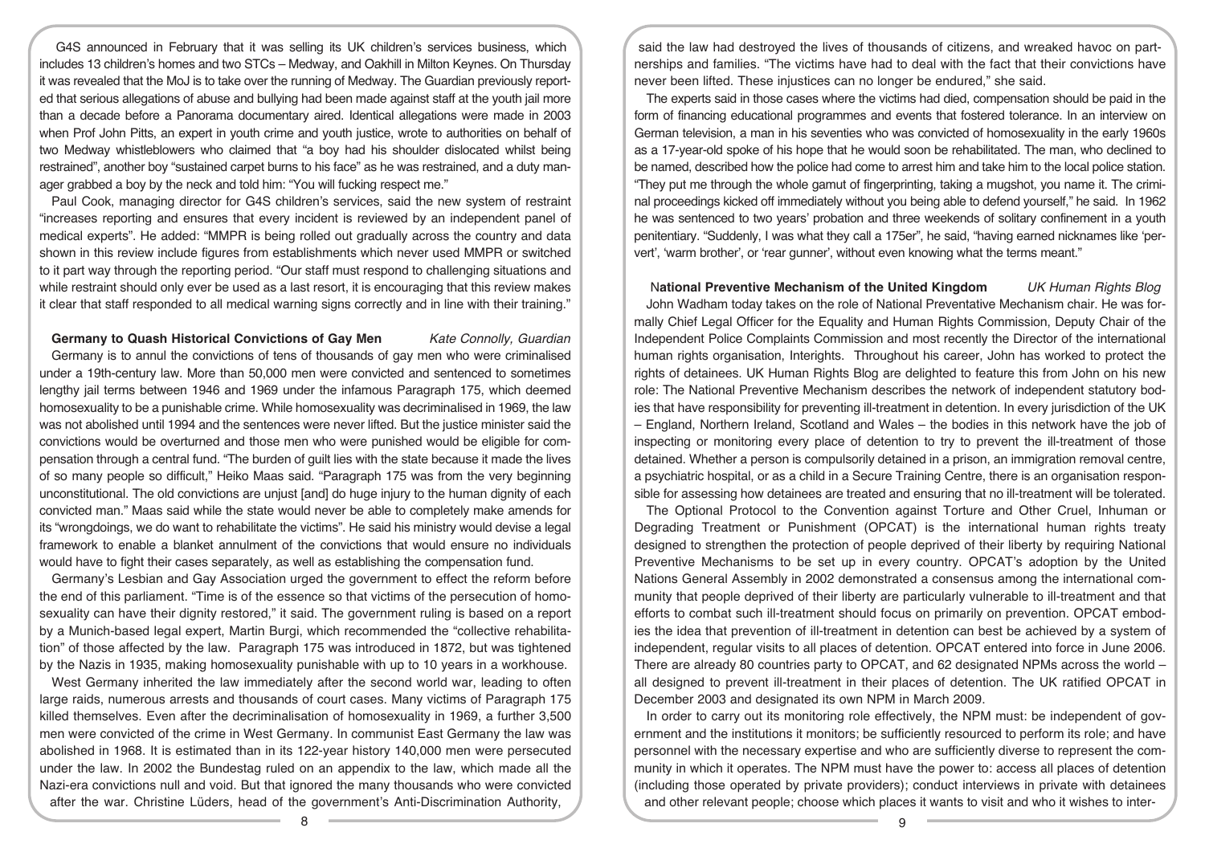G4S announced in February that it was selling its UK children's services business, which includes 13 children's homes and two STCs – Medway, and Oakhill in Milton Keynes. On Thursday it was revealed that the MoJ is to take over the running of Medway. The Guardian previously reported that serious allegations of abuse and bullying had been made against staff at the youth jail more than a decade before a Panorama documentary aired. Identical allegations were made in 2003 when Prof John Pitts, an expert in youth crime and youth justice, wrote to authorities on behalf of two Medway whistleblowers who claimed that "a boy had his shoulder dislocated whilst being restrained", another boy "sustained carpet burns to his face" as he was restrained, and a duty manager grabbed a boy by the neck and told him: "You will fucking respect me."

Paul Cook, managing director for G4S children's services, said the new system of restraint "increases reporting and ensures that every incident is reviewed by an independent panel of medical experts". He added: "MMPR is being rolled out gradually across the country and data shown in this review include figures from establishments which never used MMPR or switched to it part way through the reporting period. "Our staff must respond to challenging situations and while restraint should only ever be used as a last resort, it is encouraging that this review makes it clear that staff responded to all medical warning signs correctly and in line with their training."

## Germany to Quash Historical Convictions of Gay Men

*Kate Connolly, Guardian*

Germany is to annul the convictions of tens of thousands of gay men who were criminalised under a 19th-century law. More than 50,000 men were convicted and sentenced to sometimes lengthy jail terms between 1946 and 1969 under the infamous Paragraph 175, which deemed homosexuality to be a punishable crime. While homosexuality was decriminalised in 1969, the law was not abolished until 1994 and the sentences were never lifted. But the justice minister said the convictions would be overturned and those men who were punished would be eligible for compensation through a central fund. "The burden of guilt lies with the state because it made the lives of so many people so difficult," Heiko Maas said. "Paragraph 175 was from the very beginning unconstitutional. The old convictions are unjust [and] do huge injury to the human dignity of each convicted man." Maas said while the state would never be able to completely make amends for its "wrongdoings, we do want to rehabilitate the victims". He said his ministry would devise a legal framework to enable a blanket annulment of the convictions that would ensure no individuals would have to fight their cases separately, as well as establishing the compensation fund.

Germany's Lesbian and Gay Association urged the government to effect the reform before the end of this parliament. "Time is of the essence so that victims of the persecution of homosexuality can have their dignity restored," it said. The government ruling is based on a report by a Munich-based legal expert, Martin Burgi, which recommended the "collective rehabilitation" of those affected by the law. Paragraph 175 was introduced in 1872, but was tightened by the Nazis in 1935, making homosexuality punishable with up to 10 years in a workhouse.

West Germany inherited the law immediately after the second world war, leading to often large raids, numerous arrests and thousands of court cases. Many victims of Paragraph 175 killed themselves. Even after the decriminalisation of homosexuality in 1969, a further 3,500 men were convicted of the crime in West Germany. In communist East Germany the law was abolished in 1968. It is estimated than in its 122-year history 140,000 men were persecuted under the law. In 2002 the Bundestag ruled on an appendix to the law, which made all the Nazi-era convictions null and void. But that ignored the many thousands who were convicted after the war. Christine Lüders, head of the government's Anti-Discrimination Authority, said the law had destroyed the lives of thousands of citizens, and wreaked havoc on partnerships and families. "The victims have had to deal with the fact that their convictions have never been lifted. These injustices can no longer be endured," she said.

The experts said in those cases where the victims had died, compensation should be paid in the form of financing educational programmes and events that fostered tolerance. In an interview on German television, a man in his seventies who was convicted of homosexuality in the early 1960s as a 17-year-old spoke of his hope that he would soon be rehabilitated. The man, who declined to be named, described how the police had come to arrest him and take him to the local police station. "They put me through the whole gamut of fingerprinting, taking a mugshot, you name it. The criminal proceedings kicked off immediately without you being able to defend yourself," he said. In 1962 he was sentenced to two years' probation and three weekends of solitary confinement in a youth penitentiary. "Suddenly, I was what they call a 175er", he said, "having earned nicknames like 'pervert', 'warm brother', or 'rear gunner', without even knowing what the terms meant."

## National Preventive Mechanism of the United Kingdom

*UK Human Rights Blog*

John Wadham today takes on the role of National Preventative Mechanism chair. He was formally Chief Legal Officer for the Equality and Human Rights Commission, Deputy Chair of the Independent Police Complaints Commission and most recently the Director of the international human rights organisation, Interights. Throughout his career, John has worked to protect the rights of detainees. UK Human Rights Blog are delighted to feature this from John on his new role: The National Preventive Mechanism describes the network of independent statutory bodies that have responsibility for preventing ill-treatment in detention. In every jurisdiction of the UK – England, Northern Ireland, Scotland and Wales – the bodies in this network have the job of inspecting or monitoring every place of detention to try to prevent the ill-treatment of those detained. Whether a person is compulsorily detained in a prison, an immigration removal centre, a psychiatric hospital, or as a child in a Secure Training Centre, there is an organisation responsible for assessing how detainees are treated and ensuring that no ill-treatment will be tolerated.

The Optional Protocol to the Convention against Torture and Other Cruel, Inhuman or Degrading Treatment or Punishment (OPCAT) is the international human rights treaty designed to strengthen the protection of people deprived of their liberty by requiring National Preventive Mechanisms to be set up in every country. OPCAT's adoption by the United Nations General Assembly in 2002 demonstrated a consensus among the international community that people deprived of their liberty are particularly vulnerable to ill-treatment and that efforts to combat such ill-treatment should focus on primarily on prevention. OPCAT embodies the idea that prevention of ill-treatment in detention can best be achieved by a system of independent, regular visits to all places of detention. OPCAT entered into force in June 2006. There are already 80 countries party to OPCAT, and 62 designated NPMs across the world – all designed to prevent ill-treatment in their places of detention. The UK ratified OPCAT in December 2003 and designated its own NPM in March 2009.

In order to carry out its monitoring role effectively, the NPM must: be independent of government and the institutions it monitors; be sufficiently resourced to perform its role; and have personnel with the necessary expertise and who are sufficiently diverse to represent the community in which it operates. The NPM must have the power to: access all places of detention (including those operated by private providers); conduct interviews in private with detainees and other relevant people; choose which places it wants to visit and who it wishes to inter-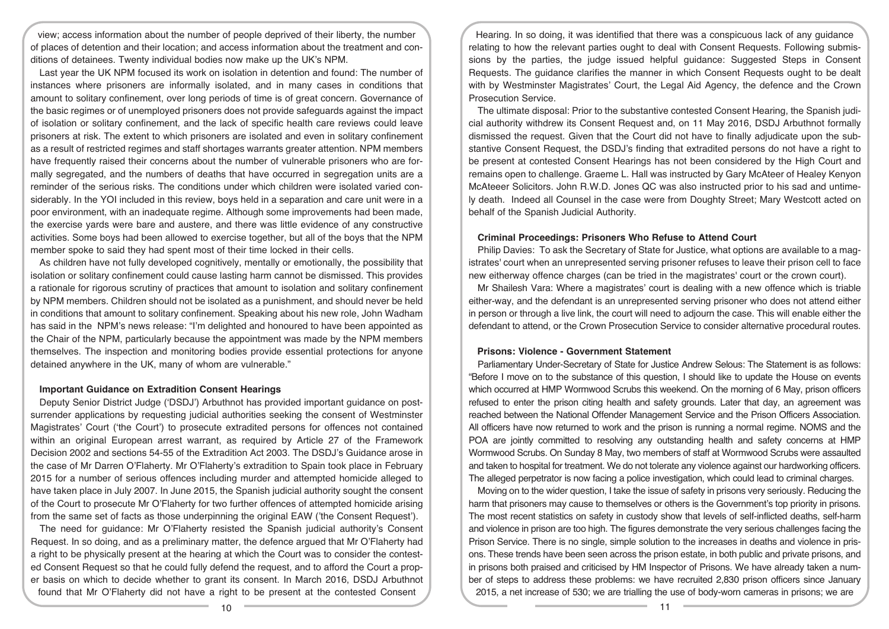view; access information about the number of people deprived of their liberty, the number of places of detention and their location; and access information about the treatment and conditions of detainees. Twenty individual bodies now make up the UK's NPM.

Last year the UK NPM focused its work on isolation in detention and found: The number of instances where prisoners are informally isolated, and in many cases in conditions that amount to solitary confinement, over long periods of time is of great concern. Governance of the basic regimes or of unemployed prisoners does not provide safeguards against the impact of isolation or solitary confinement, and the lack of specific health care reviews could leave prisoners at risk. The extent to which prisoners are isolated and even in solitary confinement as a result of restricted regimes and staff shortages warrants greater attention. NPM members have frequently raised their concerns about the number of vulnerable prisoners who are formally segregated, and the numbers of deaths that have occurred in segregation units are a reminder of the serious risks. The conditions under which children were isolated varied considerably. In the YOI included in this review, boys held in a separation and care unit were in a poor environment, with an inadequate regime. Although some improvements had been made, the exercise yards were bare and austere, and there was little evidence of any constructive activities. Some boys had been allowed to exercise together, but all of the boys that the NPM member spoke to said they had spent most of their time locked in their cells.

As children have not fully developed cognitively, mentally or emotionally, the possibility that isolation or solitary confinement could cause lasting harm cannot be dismissed. This provides a rationale for rigorous scrutiny of practices that amount to isolation and solitary confinement by NPM members. Children should not be isolated as a punishment, and should never be held in conditions that amount to solitary confinement. Speaking about his new role, John Wadham has said in the NPM's news release: "I'm delighted and honoured to have been appointed as the Chair of the NPM, particularly because the appointment was made by the NPM members themselves. The inspection and monitoring bodies provide essential protections for anyone detained anywhere in the UK, many of whom are vulnerable."

### Important Guidance on Extradition Consent Hearings

Deputy Senior District Judge ('DSDJ') Arbuthnot has provided important guidance on post-surrender applications by requesting judicial authorities seeking the consent of Westminster Magistrates' Court ('the Court') to prosecute extradited persons for offences not contained within an original European arrest warrant, as required by Article 27 of the Framework Decision 2002 and sections 54-55 of the Extradition Act 2003. The DSDJ's Guidance arose in the case of Mr Darren O'Flaherty. Mr O'Flaherty's extradition to Spain took place in February 2015 for a number of serious offences including murder and attempted homicide alleged to have taken place in July 2007. In June 2015, the Spanish judicial authority sought the consent of the Court to prosecute Mr O'Flaherty for two further offences of attempted homicide arising from the same set of facts as those underpinning the original EAW ('the Consent Request').

The need for guidance: Mr O'Flaherty resisted the Spanish judicial authority's Consent Request. In so doing, and as a preliminary matter, the defence argued that Mr O'Flaherty had a right to be physically present at the hearing at which the Court was to consider the contested Consent Request so that he could fully defend the request, and to afford the Court a proper basis on which to decide whether to grant its consent. In March 2016, DSDJ Arbuthnot found that Mr O'Flaherty did not have a right to be present at the contested Consent Hearing. In so doing, it was identified that there was a conspicuous lack of any guidance relating to how the relevant parties ought to deal with Consent Requests. Following submissions by the parties, the judge issued helpful guidance: Suggested Steps in Consent Requests. The guidance clarifies the manner in which Consent Requests ought to be dealt with by Westminster Magistrates' Court, the Legal Aid Agency, the defence and the Crown Prosecution Service.

The ultimate disposal: Prior to the substantive contested Consent Hearing, the Spanish judicial authority withdrew its Consent Request and, on 11 May 2016, DSDJ Arbuthnot formally dismissed the request. Given that the Court did not have to finally adjudicate upon the substantive Consent Request, the DSDJ's finding that extradited persons do not have a right to be present at contested Consent Hearings has not been considered by the High Court and remains open to challenge. Graeme L. Hall was instructed by Gary McAteer of Healey Kenyon McAteeer Solicitors. John R.W.D. Jones QC was also instructed prior to his sad and untimely death. Indeed all Counsel in the case were from Doughty Street; Mary Westcott acted on behalf of the Spanish Judicial Authority.

### Criminal Proceedings: Prisoners Who Refuse to Attend Court

Philip Davies: To ask the Secretary of State for Justice, what options are available to a magistrates' court when an unrepresented serving prisoner refuses to leave their prison cell to face new eitherway offence charges (can be tried in the magistrates' court or the crown court).

Mr Shailesh Vara: Where a magistrates' court is dealing with a new offence which is triable either-way, and the defendant is an unrepresented serving prisoner who does not attend either in person or through a live link, the court will need to adjourn the case. This will enable either the defendant to attend, or the Crown Prosecution Service to consider alternative procedural routes.

### Prisons: Violence - Government Statement

Parliamentary Under-Secretary of State for Justice Andrew Selous: The Statement is as follows: "Before I move on to the substance of this question, I should like to update the House on events which occurred at HMP Wormwood Scrubs this weekend. On the morning of 6 May, prison officers refused to enter the prison citing health and safety grounds. Later that day, an agreement was reached between the National Offender Management Service and the Prison Officers Association. All officers have now returned to work and the prison is running a normal regime. NOMS and the POA are jointly committed to resolving any outstanding health and safety concerns at HMP Wormwood Scrubs. On Sunday 8 May, two members of staff at Wormwood Scrubs were assaulted and taken to hospital for treatment. We do not tolerate any violence against our hardworking officers. The alleged perpetrator is now facing a police investigation, which could lead to criminal charges.

Moving on to the wider question, I take the issue of safety in prisons very seriously. Reducing the harm that prisoners may cause to themselves or others is the Government's top priority in prisons. The most recent statistics on safety in custody show that levels of self-inflicted deaths, self-harm and violence in prison are too high. The figures demonstrate the very serious challenges facing the Prison Service. There is no single, simple solution to the increases in deaths and violence in prisons. These trends have been seen across the prison estate, in both public and private prisons, and in prisons both praised and criticised by HM Inspector of Prisons. We have already taken a number of steps to address these problems: we have recruited 2,830 prison officers since January 2015, a net increase of 530; we are trialling the use of body-worn cameras in prisons; we are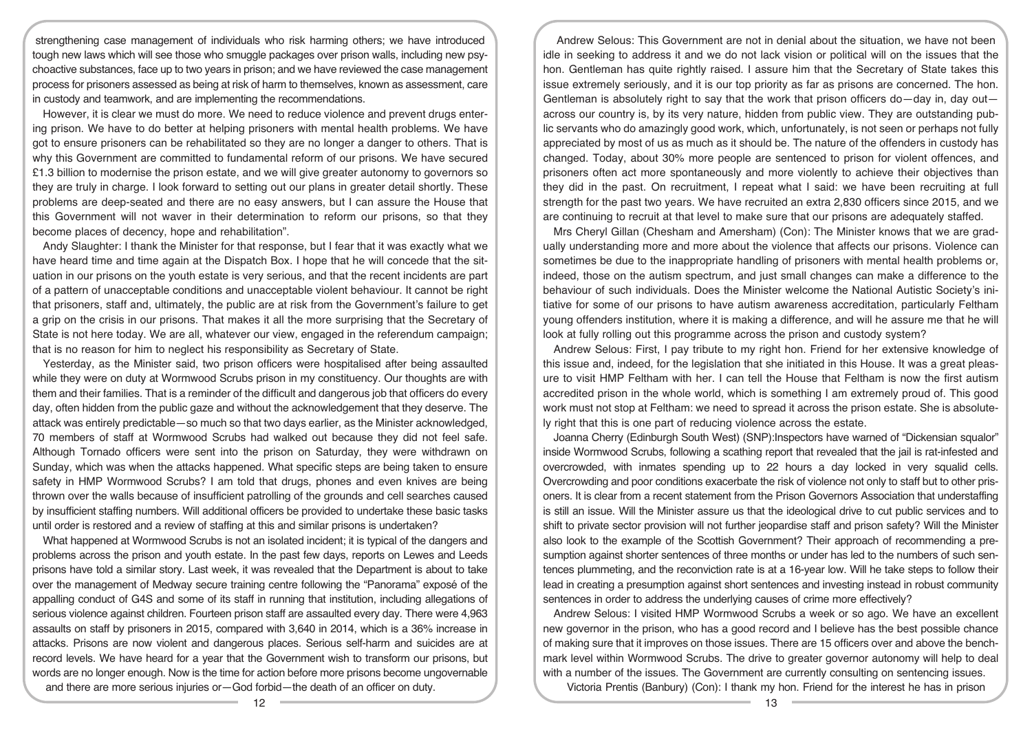strengthening case management of individuals who risk harming others; we have introduced tough new laws which will see those who smuggle packages over prison walls, including new psychoactive substances, face up to two years in prison; and we have reviewed the case management process for prisoners assessed as being at risk of harm to themselves, known as assessment, care in custody and teamwork, and are implementing the recommendations.

However, it is clear we must do more. We need to reduce violence and prevent drugs entering prison. We have to do better at helping prisoners with mental health problems. We have got to ensure prisoners can be rehabilitated so they are no longer a danger to others. That is why this Government are committed to fundamental reform of our prisons. We have secured £1.3 billion to modernise the prison estate, and we will give greater autonomy to governors so they are truly in charge. I look forward to setting out our plans in greater detail shortly. These problems are deep-seated and there are no easy answers, but I can assure the House that this Government will not waver in their determination to reform our prisons, so that they become places of decency, hope and rehabilitation".

Andy Slaughter: I thank the Minister for that response, but I fear that it was exactly what we have heard time and time again at the Dispatch Box. I hope that he will concede that the situation in our prisons on the youth estate is very serious, and that the recent incidents are part of a pattern of unacceptable conditions and unacceptable violent behaviour. It cannot be right that prisoners, staff and, ultimately, the public are at risk from the Government's failure to get a grip on the crisis in our prisons. That makes it all the more surprising that the Secretary of State is not here today. We are all, whatever our view, engaged in the referendum campaign; that is no reason for him to neglect his responsibility as Secretary of State.

Yesterday, as the Minister said, two prison officers were hospitalised after being assaulted while they were on duty at Wormwood Scrubs prison in my constituency. Our thoughts are with them and their families. That is a reminder of the difficult and dangerous job that officers do every day, often hidden from the public gaze and without the acknowledgement that they deserve. The attack was entirely predictable—so much so that two days earlier, as the Minister acknowledged, 70 members of staff at Wormwood Scrubs had walked out because they did not feel safe. Although Tornado officers were sent into the prison on Saturday, they were withdrawn on Sunday, which was when the attacks happened. What specific steps are being taken to ensure safety in HMP Wormwood Scrubs? I am told that drugs, phones and even knives are being thrown over the walls because of insufficient patrolling of the grounds and cell searches caused by insufficient staffing numbers. Will additional officers be provided to undertake these basic tasks until order is restored and a review of staffing at this and similar prisons is undertaken?

What happened at Wormwood Scrubs is not an isolated incident; it is typical of the dangers and problems across the prison and youth estate. In the past few days, reports on Lewes and Leeds prisons have told a similar story. Last week, it was revealed that the Department is about to take over the management of Medway secure training centre following the "Panorama" exposé of the appalling conduct of G4S and some of its staff in running that institution, including allegations of serious violence against children. Fourteen prison staff are assaulted every day. There were 4,963 assaults on staff by prisoners in 2015, compared with 3,640 in 2014, which is a 36% increase in attacks. Prisons are now violent and dangerous places. Serious self-harm and suicides are at record levels. We have heard for a year that the Government wish to transform our prisons, but words are no longer enough. Now is the time for action before more prisons become ungovernable and there are more serious injuries or—God forbid—the death of an officer on duty.

Andrew Selous: This Government are not in denial about the situation, we have not been idle in seeking to address it and we do not lack vision or political will on the issues that the hon. Gentleman has quite rightly raised. I assure him that the Secretary of State takes this issue extremely seriously, and it is our top priority as far as prisons are concerned. The hon. Gentleman is absolutely right to say that the work that prison officers do—day in, day out—across our country is, by its very nature, hidden from public view. They are outstanding public servants who do amazingly good work, which, unfortunately, is not seen or perhaps not fully appreciated by most of us as much as it should be. The nature of the offenders in custody has changed. Today, about 30% more people are sentenced to prison for violent offences, and prisoners often act more spontaneously and more violently to achieve their objectives than they did in the past. On recruitment, I repeat what I said: we have been recruiting at full strength for the past two years. We have recruited an extra 2,830 officers since 2015, and we are continuing to recruit at that level to make sure that our prisons are adequately staffed.

Mrs Cheryl Gillan (Chesham and Amersham) (Con): The Minister knows that we are gradually understanding more and more about the violence that affects our prisons. Violence can sometimes be due to the inappropriate handling of prisoners with mental health problems or, indeed, those on the autism spectrum, and just small changes can make a difference to the behaviour of such individuals. Does the Minister welcome the National Autistic Society's initiative for some of our prisons to have autism awareness accreditation, particularly Feltham young offenders institution, where it is making a difference, and will he assure me that he will look at fully rolling out this programme across the prison and custody system?

Andrew Selous: First, I pay tribute to my right hon. Friend for her extensive knowledge of this issue and, indeed, for the legislation that she initiated in this House. It was a great pleasure to visit HMP Feltham with her. I can tell the House that Feltham is now the first autism accredited prison in the whole world, which is something I am extremely proud of. This good work must not stop at Feltham: we need to spread it across the prison estate. She is absolutely right that this is one part of reducing violence across the estate.

Joanna Cherry (Edinburgh South West) (SNP):Inspectors have warned of "Dickensian squalor" inside Wormwood Scrubs, following a scathing report that revealed that the jail is rat-infested and overcrowded, with inmates spending up to 22 hours a day locked in very squalid cells. Overcrowding and poor conditions exacerbate the risk of violence not only to staff but to other prisoners. It is clear from a recent statement from the Prison Governors Association that understaffing is still an issue. Will the Minister assure us that the ideological drive to cut public services and to shift to private sector provision will not further jeopardise staff and prison safety? Will the Minister also look to the example of the Scottish Government? Their approach of recommending a presumption against shorter sentences of three months or under has led to the numbers of such sentences plummeting, and the reconviction rate is at a 16-year low. Will he take steps to follow their lead in creating a presumption against short sentences and investing instead in robust community sentences in order to address the underlying causes of crime more effectively?

Andrew Selous: I visited HMP Wormwood Scrubs a week or so ago. We have an excellent new governor in the prison, who has a good record and I believe has the best possible chance of making sure that it improves on those issues. There are 15 officers over and above the benchmark level within Wormwood Scrubs. The drive to greater governor autonomy will help to deal with a number of the issues. The Government are currently consulting on sentencing issues.

Victoria Prentis (Banbury) (Con): I thank my hon. Friend for the interest he has in prison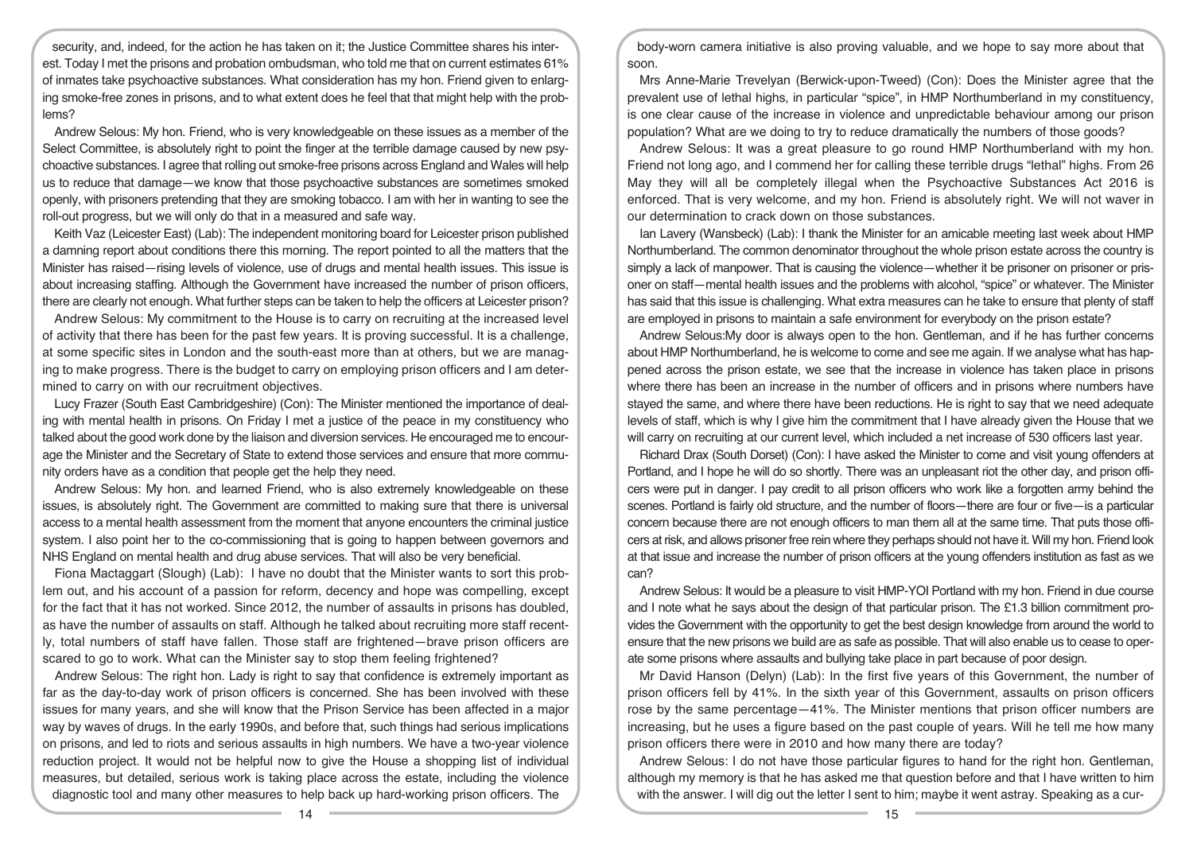security, and, indeed, for the action he has taken on it; the Justice Committee shares his interest. Today I met the prisons and probation ombudsman, who told me that on current estimates 61% of inmates take psychoactive substances. What consideration has my hon. Friend given to enlarging smoke-free zones in prisons, and to what extent does he feel that that might help with the problems?

Andrew Selous: My hon. Friend, who is very knowledgeable on these issues as a member of the Select Committee, is absolutely right to point the finger at the terrible damage caused by new psychoactive substances. I agree that rolling out smoke-free prisons across England and Wales will help us to reduce that damage—we know that those psychoactive substances are sometimes smoked openly, with prisoners pretending that they are smoking tobacco. I am with her in wanting to see the roll-out progress, but we will only do that in a measured and safe way.

Keith Vaz (Leicester East) (Lab): The independent monitoring board for Leicester prison published a damning report about conditions there this morning. The report pointed to all the matters that the Minister has raised—rising levels of violence, use of drugs and mental health issues. This issue is about increasing staffing. Although the Government have increased the number of prison officers, there are clearly not enough. What further steps can be taken to help the officers at Leicester prison?

Andrew Selous: My commitment to the House is to carry on recruiting at the increased level of activity that there has been for the past few years. It is proving successful. It is a challenge, at some specific sites in London and the south-east more than at others, but we are managing to make progress. There is the budget to carry on employing prison officers and I am determined to carry on with our recruitment objectives.

Lucy Frazer (South East Cambridgeshire) (Con): The Minister mentioned the importance of dealing with mental health in prisons. On Friday I met a justice of the peace in my constituency who talked about the good work done by the liaison and diversion services. He encouraged me to encourage the Minister and the Secretary of State to extend those services and ensure that more community orders have as a condition that people get the help they need.

Andrew Selous: My hon. and learned Friend, who is also extremely knowledgeable on these issues, is absolutely right. The Government are committed to making sure that there is universal access to a mental health assessment from the moment that anyone encounters the criminal justice system. I also point her to the co-commissioning that is going to happen between governors and NHS England on mental health and drug abuse services. That will also be very beneficial.

Fiona Mactaggart (Slough) (Lab): I have no doubt that the Minister wants to sort this problem out, and his account of a passion for reform, decency and hope was compelling, except for the fact that it has not worked. Since 2012, the number of assaults in prisons has doubled, as have the number of assaults on staff. Although he talked about recruiting more staff recently, total numbers of staff have fallen. Those staff are frightened—brave prison officers are scared to go to work. What can the Minister say to stop them feeling frightened?

Andrew Selous: The right hon. Lady is right to say that confidence is extremely important as far as the day-to-day work of prison officers is concerned. She has been involved with these issues for many years, and she will know that the Prison Service has been affected in a major way by waves of drugs. In the early 1990s, and before that, such things had serious implications on prisons, and led to riots and serious assaults in high numbers. We have a two-year violence reduction project. It would not be helpful now to give the House a shopping list of individual measures, but detailed, serious work is taking place across the estate, including the violence diagnostic tool and many other measures to help back up hard-working prison officers. The body-worn camera initiative is also proving valuable, and we hope to say more about that soon.

Mrs Anne-Marie Trevelyan (Berwick-upon-Tweed) (Con): Does the Minister agree that the prevalent use of lethal highs, in particular "spice", in HMP Northumberland in my constituency, is one clear cause of the increase in violence and unpredictable behaviour among our prison population? What are we doing to try to reduce dramatically the numbers of those goods?

Andrew Selous: It was a great pleasure to go round HMP Northumberland with my hon. Friend not long ago, and I commend her for calling these terrible drugs "lethal" highs. From 26 May they will all be completely illegal when the Psychoactive Substances Act 2016 is enforced. That is very welcome, and my hon. Friend is absolutely right. We will not waver in our determination to crack down on those substances.

Ian Lavery (Wansbeck) (Lab): I thank the Minister for an amicable meeting last week about HMP Northumberland. The common denominator throughout the whole prison estate across the country is simply a lack of manpower. That is causing the violence—whether it be prisoner on prisoner or prisoner on staff—mental health issues and the problems with alcohol, "spice" or whatever. The Minister has said that this issue is challenging. What extra measures can he take to ensure that plenty of staff are employed in prisons to maintain a safe environment for everybody on the prison estate?

Andrew Selous:My door is always open to the hon. Gentleman, and if he has further concerns about HMP Northumberland, he is welcome to come and see me again. If we analyse what has happened across the prison estate, we see that the increase in violence has taken place in prisons where there has been an increase in the number of officers and in prisons where numbers have stayed the same, and where there have been reductions. He is right to say that we need adequate levels of staff, which is why I give him the commitment that I have already given the House that we will carry on recruiting at our current level, which included a net increase of 530 officers last year.

Richard Drax (South Dorset) (Con): I have asked the Minister to come and visit young offenders at Portland, and I hope he will do so shortly. There was an unpleasant riot the other day, and prison officers were put in danger. I pay credit to all prison officers who work like a forgotten army behind the scenes. Portland is fairly old structure, and the number of floors—there are four or five—is a particular concern because there are not enough officers to man them all at the same time. That puts those officers at risk, and allows prisoner free rein where they perhaps should not have it. Will my hon. Friend look at that issue and increase the number of prison officers at the young offenders institution as fast as we can?

Andrew Selous: It would be a pleasure to visit HMP-YOI Portland with my hon. Friend in due course and I note what he says about the design of that particular prison. The £1.3 billion commitment provides the Government with the opportunity to get the best design knowledge from around the world to ensure that the new prisons we build are as safe as possible. That will also enable us to cease to operate some prisons where assaults and bullying take place in part because of poor design.

Mr David Hanson (Delyn) (Lab): In the first five years of this Government, the number of prison officers fell by 41%. In the sixth year of this Government, assaults on prison officers rose by the same percentage—41%. The Minister mentions that prison officer numbers are increasing, but he uses a figure based on the past couple of years. Will he tell me how many prison officers there were in 2010 and how many there are today?

Andrew Selous: I do not have those particular figures to hand for the right hon. Gentleman, although my memory is that he has asked me that question before and that I have written to him with the answer. I will dig out the letter I sent to him; maybe it went astray. Speaking as a cur-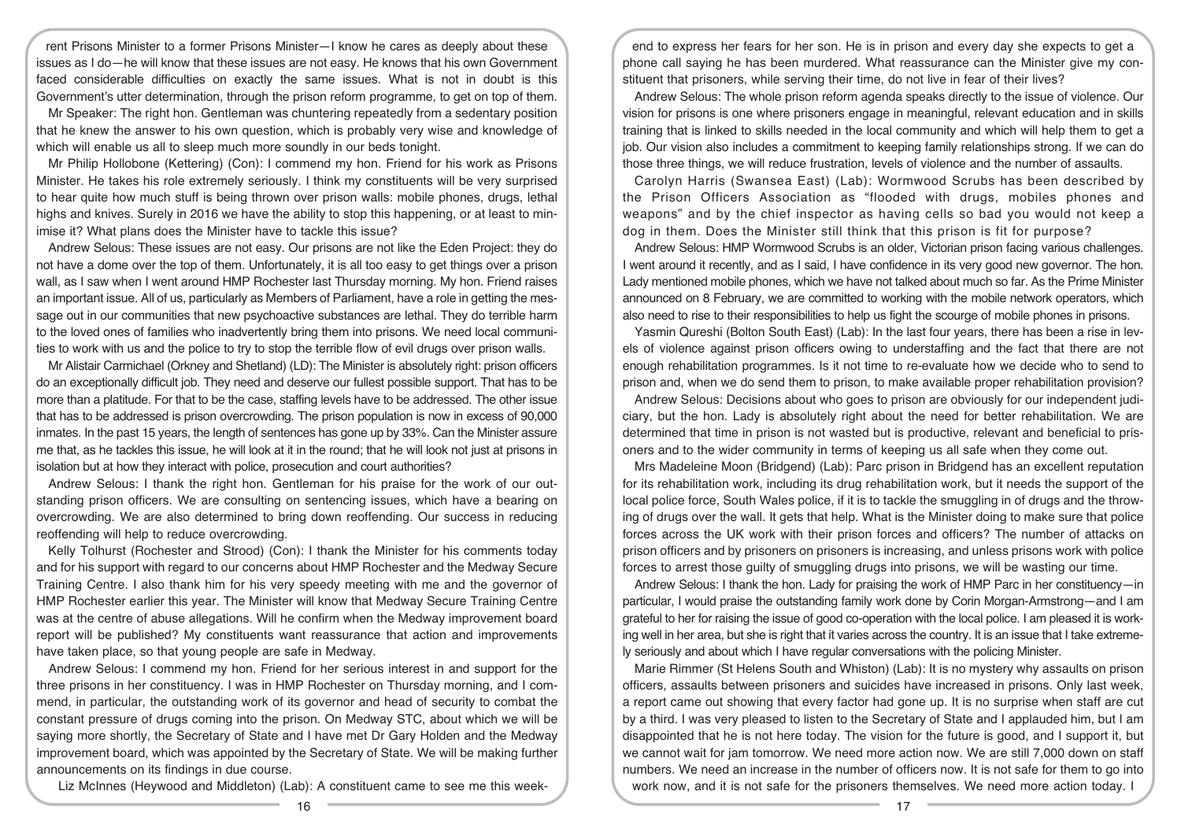rent Prisons Minister to a former Prisons Minister—I know he cares as deeply about these issues as I do—he will know that these issues are not easy. He knows that his own Government faced considerable difficulties on exactly the same issues. What is not in doubt is this Government's utter determination, through the prison reform programme, to get on top of them.

Mr Speaker: The right hon. Gentleman was chuntering repeatedly from a sedentary position that he knew the answer to his own question, which is very probably wise and knowledge of which will enable us all to sleep much more soundly in our beds tonight.

Mr Philip Hollobone (Kettering) (Con): I commend my hon. Friend for his work as Prisons Minister. He takes his role extremely seriously. I think my constituents will be very surprised to hear quite how much stuff is being thrown over prison walls: mobile phones, drugs, lethal highs and knives. Surely in 2016 we have the ability to stop this happening, or at least to minimise it? What plans does the Minister have to tackle this issue?

Andrew Selous: These issues are not easy. Our prisons are not like the Eden Project: they do not have a dome over the top of them. Unfortunately, it is all too easy to get things over a prison wall, as I saw when I went around HMP Rochester last Thursday morning. My hon. Friend raises an important issue. All of us, particularly as Members of Parliament, have a role in getting the message out in our communities that new psychoactive substances are lethal. They do terrible harm to the loved ones of families who inadvertently bring them into prisons. We need local communities to work with us and the police to try to stop the terrible flow of evil drugs over prison walls.

Mr Alistair Carmichael (Orkney and Shetland) (LD): The Minister is absolutely right: prison officers do an exceptionally difficult job. They need and deserve our fullest possible support. That has to be more than a platitude. For that to be the case, staffing levels have to be addressed. The other issue that has to be addressed is prison overcrowding. The prison population is now in excess of 90,000 inmates. In the past 15 years, the length of sentences has gone up by 33%. Can the Minister assure me that, as he tackles this issue, he will look at it in the round; that he will look not just at prisons in isolation but at how they interact with police, prosecution and court authorities?

Andrew Selous: I thank the right hon. Gentleman for his praise for the work of our outstanding prison officers. We are consulting on sentencing issues, which have a bearing on overcrowding. We are also determined to bring down reoffending. Our success in reducing reoffending will help to reduce overcrowding.

Kelly Tolhurst (Rochester and Strood) (Con): I thank the Minister for his comments today and for his support with regard to our concerns about HMP Rochester and the Medway Secure Training Centre. I also thank him for his very speedy meeting with me and the governor of HMP Rochester earlier this year. The Minister will know that Medway Secure Training Centre was at the centre of abuse allegations. Will he confirm when the Medway improvement board report will be published? My constituents want reassurance that action and improvements have taken place, so that young people are safe in Medway.

Andrew Selous: I commend my hon. Friend for her serious interest in and support for the three prisons in her constituency. I was in HMP Rochester on Thursday morning, and I commend, in particular, the outstanding work of its governor and head of security to combat the constant pressure of drugs coming into the prison. On Medway STC, about which we will be saying more shortly, the Secretary of State and I have met Dr Gary Holden and the Medway improvement board, which was appointed by the Secretary of State. We will be making further announcements on its findings in due course.

Liz McInnes (Heywood and Middleton) (Lab): A constituent came to see me this weekend to express her fears for her son. He is in prison and every day she expects to get a phone call saying he has been murdered. What reassurance can the Minister give my constituent that prisoners, while serving their time, do not live in fear of their lives?

Andrew Selous: The whole prison reform agenda speaks directly to the issue of violence. Our vision for prisons is one where prisoners engage in meaningful, relevant education and in skills training that is linked to skills needed in the local community and which will help them to get a job. Our vision also includes a commitment to keeping family relationships strong. If we can do those three things, we will reduce frustration, levels of violence and the number of assaults.

Carolyn Harris (Swansea East) (Lab): Wormwood Scrubs has been described by the Prison Officers Association as "flooded with drugs, mobiles phones and weapons" and by the chief inspector as having cells so bad you would not keep a dog in them. Does the Minister still think that this prison is fit for purpose?

Andrew Selous: HMP Wormwood Scrubs is an older, Victorian prison facing various challenges. I went around it recently, and as I said, I have confidence in its very good new governor. The hon. Lady mentioned mobile phones, which we have not talked about much so far. As the Prime Minister announced on 8 February, we are committed to working with the mobile network operators, which also need to rise to their responsibilities to help us fight the scourge of mobile phones in prisons.

Yasmin Qureshi (Bolton South East) (Lab): In the last four years, there has been a rise in levels of violence against prison officers owing to understaffing and the fact that there are not enough rehabilitation programmes. Is it not time to re-evaluate how we decide who to send to prison and, when we do send them to prison, to make available proper rehabilitation provision?

Andrew Selous: Decisions about who goes to prison are obviously for our independent judiciary, but the hon. Lady is absolutely right about the need for better rehabilitation. We are determined that time in prison is not wasted but is productive, relevant and beneficial to prisoners and to the wider community in terms of keeping us all safe when they come out.

Mrs Madeleine Moon (Bridgend) (Lab): Parc prison in Bridgend has an excellent reputation for its rehabilitation work, including its drug rehabilitation work, but it needs the support of the local police force, South Wales police, if it is to tackle the smuggling in of drugs and the throwing of drugs over the wall. It gets that help. What is the Minister doing to make sure that police forces across the UK work with their prison forces and officers? The number of attacks on prison officers and by prisoners on prisoners is increasing, and unless prisons work with police forces to arrest those guilty of smuggling drugs into prisons, we will be wasting our time.

Andrew Selous: I thank the hon. Lady for praising the work of HMP Parc in her constituency—in particular, I would praise the outstanding family work done by Corin Morgan-Armstrong—and I am grateful to her for raising the issue of good co-operation with the local police. I am pleased it is working well in her area, but she is right that it varies across the country. It is an issue that I take extremely seriously and about which I have regular conversations with the policing Minister.

Marie Rimmer (St Helens South and Whiston) (Lab): It is no mystery why assaults on prison officers, assaults between prisoners and suicides have increased in prisons. Only last week, a report came out showing that every factor had gone up. It is no surprise when staff are cut by a third. I was very pleased to listen to the Secretary of State and I applauded him, but I am disappointed that he is not here today. The vision for the future is good, and I support it, but we cannot wait for jam tomorrow. We need more action now. We are still 7,000 down on staff numbers. We need an increase in the number of officers now. It is not safe for them to go into work now, and it is not safe for the prisoners themselves. We need more action today. I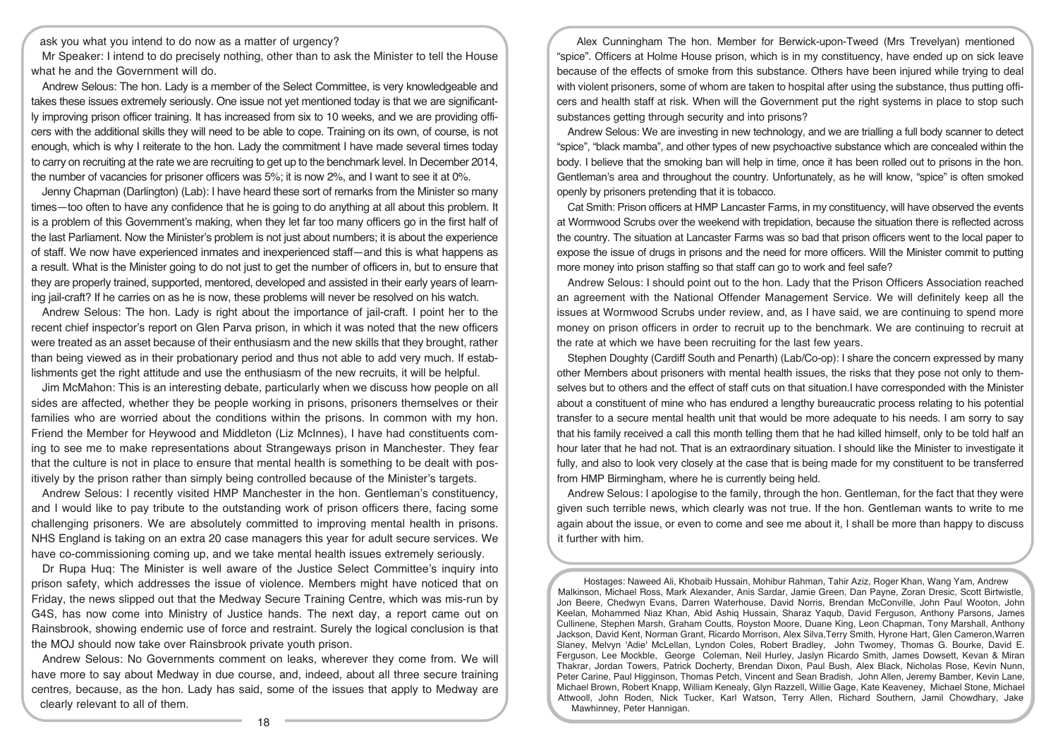ask you what you intend to do now as a matter of urgency?

Mr Speaker: I intend to do precisely nothing, other than to ask the Minister to tell the House what he and the Government will do.

Andrew Selous: The hon. Lady is a member of the Select Committee, is very knowledgeable and takes these issues extremely seriously. One issue not yet mentioned today is that we are significantly improving prison officer training. It has increased from six to 10 weeks, and we are providing officers with the additional skills they will need to be able to cope. Training on its own, of course, is not enough, which is why I reiterate to the hon. Lady the commitment I have made several times today to carry on recruiting at the rate we are recruiting to get up to the benchmark level. In December 2014, the number of vacancies for prisoner officers was 5%; it is now 2%, and I want to see it at 0%.

Jenny Chapman (Darlington) (Lab): I have heard these sort of remarks from the Minister so many times—too often to have any confidence that he is going to do anything at all about this problem. It is a problem of this Government's making, when they let far too many officers go in the first half of the last Parliament. Now the Minister's problem is not just about numbers; it is about the experience of staff. We now have experienced inmates and inexperienced staff—and this is what happens as a result. What is the Minister going to do not just to get the number of officers in, but to ensure that they are properly trained, supported, mentored, developed and assisted in their early years of learning jail-craft? If he carries on as he is now, these problems will never be resolved on his watch.

Andrew Selous: The hon. Lady is right about the importance of jail-craft. I point her to the recent chief inspector's report on Glen Parva prison, in which it was noted that the new officers were treated as an asset because of their enthusiasm and the new skills that they brought, rather than being viewed as in their probationary period and thus not able to add very much. If establishments get the right attitude and use the enthusiasm of the new recruits, it will be helpful.

Jim McMahon: This is an interesting debate, particularly when we discuss how people on all sides are affected, whether they be people working in prisons, prisoners themselves or their families who are worried about the conditions within the prisons. In common with my hon. Friend the Member for Heywood and Middleton (Liz McInnes), I have had constituents coming to see me to make representations about Strangeways prison in Manchester. They fear that the culture is not in place to ensure that mental health is something to be dealt with positively by the prison rather than simply being controlled because of the Minister's targets.

Andrew Selous: I recently visited HMP Manchester in the hon. Gentleman's constituency, and I would like to pay tribute to the outstanding work of prison officers there, facing some challenging prisoners. We are absolutely committed to improving mental health in prisons. NHS England is taking on an extra 20 case managers this year for adult secure services. We have co-commissioning coming up, and we take mental health issues extremely seriously.

Dr Rupa Huq: The Minister is well aware of the Justice Select Committee's inquiry into prison safety, which addresses the issue of violence. Members might have noticed that on Friday, the news slipped out that the Medway Secure Training Centre, which was mis-run by G4S, has now come into Ministry of Justice hands. The next day, a report came out on Rainsbrook, showing endemic use of force and restraint. Surely the logical conclusion is that the MOJ should now take over Rainsbrook private youth prison.

Andrew Selous: No Governments comment on leaks, wherever they come from. We will have more to say about Medway in due course, and, indeed, about all three secure training centres, because, as the hon. Lady has said, some of the issues that apply to Medway are clearly relevant to all of them.

Alex Cunningham The hon. Member for Berwick-upon-Tweed (Mrs Trevelyan) mentioned "spice". Officers at Holme House prison, which is in my constituency, have ended up on sick leave because of the effects of smoke from this substance. Others have been injured while trying to deal with violent prisoners, some of whom are taken to hospital after using the substance, thus putting officers and health staff at risk. When will the Government put the right systems in place to stop such substances getting through security and into prisons?

Andrew Selous: We are investing in new technology, and we are trialling a full body scanner to detect "spice", "black mamba", and other types of new psychoactive substance which are concealed within the body. I believe that the smoking ban will help in time, once it has been rolled out to prisons in the hon. Gentleman's area and throughout the country. Unfortunately, as he will know, "spice" is often smoked openly by prisoners pretending that it is tobacco.

Cat Smith: Prison officers at HMP Lancaster Farms, in my constituency, will have observed the events at Wormwood Scrubs over the weekend with trepidation, because the situation there is reflected across the country. The situation at Lancaster Farms was so bad that prison officers went to the local paper to expose the issue of drugs in prisons and the need for more officers. Will the Minister commit to putting more money into prison staffing so that staff can go to work and feel safe?

Andrew Selous: I should point out to the hon. Lady that the Prison Officers Association reached an agreement with the National Offender Management Service. We will definitely keep all the issues at Wormwood Scrubs under review, and, as I have said, we are continuing to spend more money on prison officers in order to recruit up to the benchmark. We are continuing to recruit at the rate at which we have been recruiting for the last few years.

Stephen Doughty (Cardiff South and Penarth) (Lab/Co-op): I share the concern expressed by many other Members about prisoners with mental health issues, the risks that they pose not only to themselves but to others and the effect of staff cuts on that situation.I have corresponded with the Minister about a constituent of mine who has endured a lengthy bureaucratic process relating to his potential transfer to a secure mental health unit that would be more adequate to his needs. I am sorry to say that his family received a call this month telling them that he had killed himself, only to be told half an hour later that he had not. That is an extraordinary situation. I should like the Minister to investigate it fully, and also to look very closely at the case that is being made for my constituent to be transferred from HMP Birmingham, where he is currently being held.

Andrew Selous: I apologise to the family, through the hon. Gentleman, for the fact that they were given such terrible news, which clearly was not true. If the hon. Gentleman wants to write to me again about the issue, or even to come and see me about it, I shall be more than happy to discuss it further with him.

Hostages: Naweed Ali, Khobaib Hussain, Mohibur Rahman, Tahir Aziz, Roger Khan, Wang Yam, Andrew Malkinson, Michael Ross, Mark Alexander, Anis Sardar, Jamie Green, Dan Payne, Zoran Dresic, Scott Birtwistle, Jon Beere, Chedwyn Evans, Darren Waterhouse, David Norris, Brendan McConville, John Paul Wooton, John Keelan, Mohammed Niaz Khan, Abid Ashiq Hussain, Sharaz Yaqub, David Ferguson, Anthony Parsons, James Cullinene, Stephen Marsh, Graham Coutts, Royston Moore, Duane King, Leon Chapman, Tony Marshall, Anthony Jackson, David Kent, Norman Grant, Ricardo Morrison, Alex Silva,Terry Smith, Hyrone Hart, Glen Cameron,Warren Slaney, Melvyn 'Adie' McLellan, Lyndon Coles, Robert Bradley, John Twomey, Thomas G. Bourke, David E. Ferguson, Lee Mockble, George Coleman, Neil Hurley, Jaslyn Ricardo Smith, James Dowsett, Kevan & Miran Thakrar, Jordan Towers, Patrick Docherty, Brendan Dixon, Paul Bush, Alex Black, Nicholas Rose, Kevin Nunn, Peter Carine, Paul Higginson, Thomas Petch, Vincent and Sean Bradish, John Allen, Jeremy Bamber, Kevin Lane, Michael Brown, Robert Knapp, William Kenealy, Glyn Razzell, Willie Gage, Kate Keaveney, Michael Stone, Michael Attwooll, John Roden, Nick Tucker, Karl Watson, Terry Allen, Richard Southern, Jamil Chowdhary, Jake Mawhinney, Peter Hannigan.